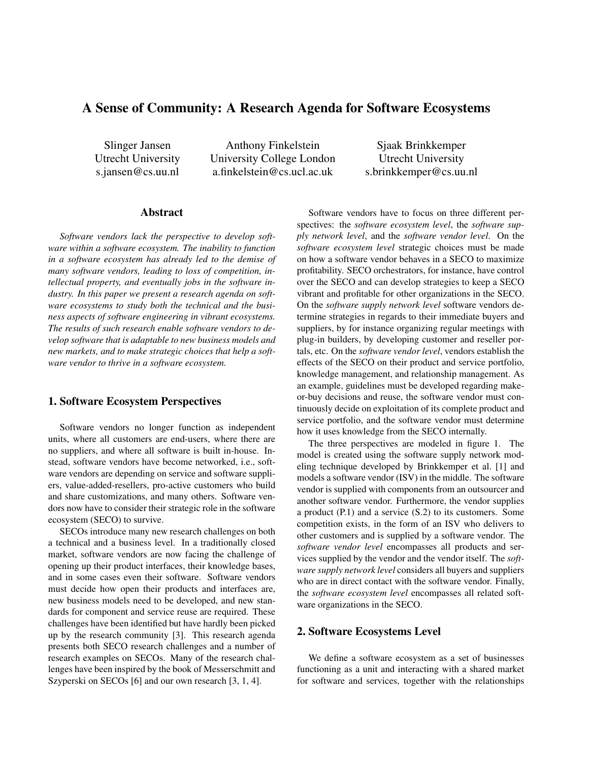# A Sense of Community: A Research Agenda for Software Ecosystems

Slinger Jansen
Utrecht University
s.jansen@cs.uu.nl

Anthony Finkelstein
University College London
a.finkelstein@cs.ucl.ac.uk

Sjaak Brinkkemper
Utrecht University
s.brinkkemper@cs.uu.nl

## Abstract

*Software vendors lack the perspective to develop software within a software ecosystem. The inability to function in a software ecosystem has already led to the demise of many software vendors, leading to loss of competition, intellectual property, and eventually jobs in the software industry. In this paper we present a research agenda on software ecosystems to study both the technical and the business aspects of software engineering in vibrant ecosystems. The results of such research enable software vendors to develop software that is adaptable to new business models and new markets, and to make strategic choices that help a software vendor to thrive in a software ecosystem.*

## 1. Software Ecosystem Perspectives

Software vendors no longer function as independent units, where all customers are end-users, where there are no suppliers, and where all software is built in-house. Instead, software vendors have become networked, i.e., software vendors are depending on service and software suppliers, value-added-resellers, pro-active customers who build and share customizations, and many others. Software vendors now have to consider their strategic role in the software ecosystem (SECO) to survive.

SECOs introduce many new research challenges on both a technical and a business level. In a traditionally closed market, software vendors are now facing the challenge of opening up their product interfaces, their knowledge bases, and in some cases even their software. Software vendors must decide how open their products and interfaces are, new business models need to be developed, and new standards for component and service reuse are required. These challenges have been identified but have hardly been picked up by the research community [3]. This research agenda presents both SECO research challenges and a number of research examples on SECOs. Many of the research challenges have been inspired by the book of Messerschmitt and Szyperski on SECOs [6] and our own research [3, 1, 4].

Software vendors have to focus on three different perspectives: the *software ecosystem level*, the *software supply network level*, and the *software vendor level*. On the *software ecosystem level* strategic choices must be made on how a software vendor behaves in a SECO to maximize profitability. SECO orchestrators, for instance, have control over the SECO and can develop strategies to keep a SECO vibrant and profitable for other organizations in the SECO. On the *software supply network level* software vendors determine strategies in regards to their immediate buyers and suppliers, by for instance organizing regular meetings with plug-in builders, by developing customer and reseller portals, etc. On the *software vendor level*, vendors establish the effects of the SECO on their product and service portfolio, knowledge management, and relationship management. As an example, guidelines must be developed regarding make-or-buy decisions and reuse, the software vendor must continuously decide on exploitation of its complete product and service portfolio, and the software vendor must determine how it uses knowledge from the SECO internally.

The three perspectives are modeled in figure 1. The model is created using the software supply network modeling technique developed by Brinkkemper et al. [1] and models a software vendor (ISV) in the middle. The software vendor is supplied with components from an outsourcer and another software vendor. Furthermore, the vendor supplies a product (P.1) and a service (S.2) to its customers. Some competition exists, in the form of an ISV who delivers to other customers and is supplied by a software vendor. The *software vendor level* encompasses all products and services supplied by the vendor and the vendor itself. The *software supply network level* considers all buyers and suppliers who are in direct contact with the software vendor. Finally, the *software ecosystem level* encompasses all related software organizations in the SECO.

## 2. Software Ecosystems Level

We define a software ecosystem as a set of businesses functioning as a unit and interacting with a shared market for software and services, together with the relationships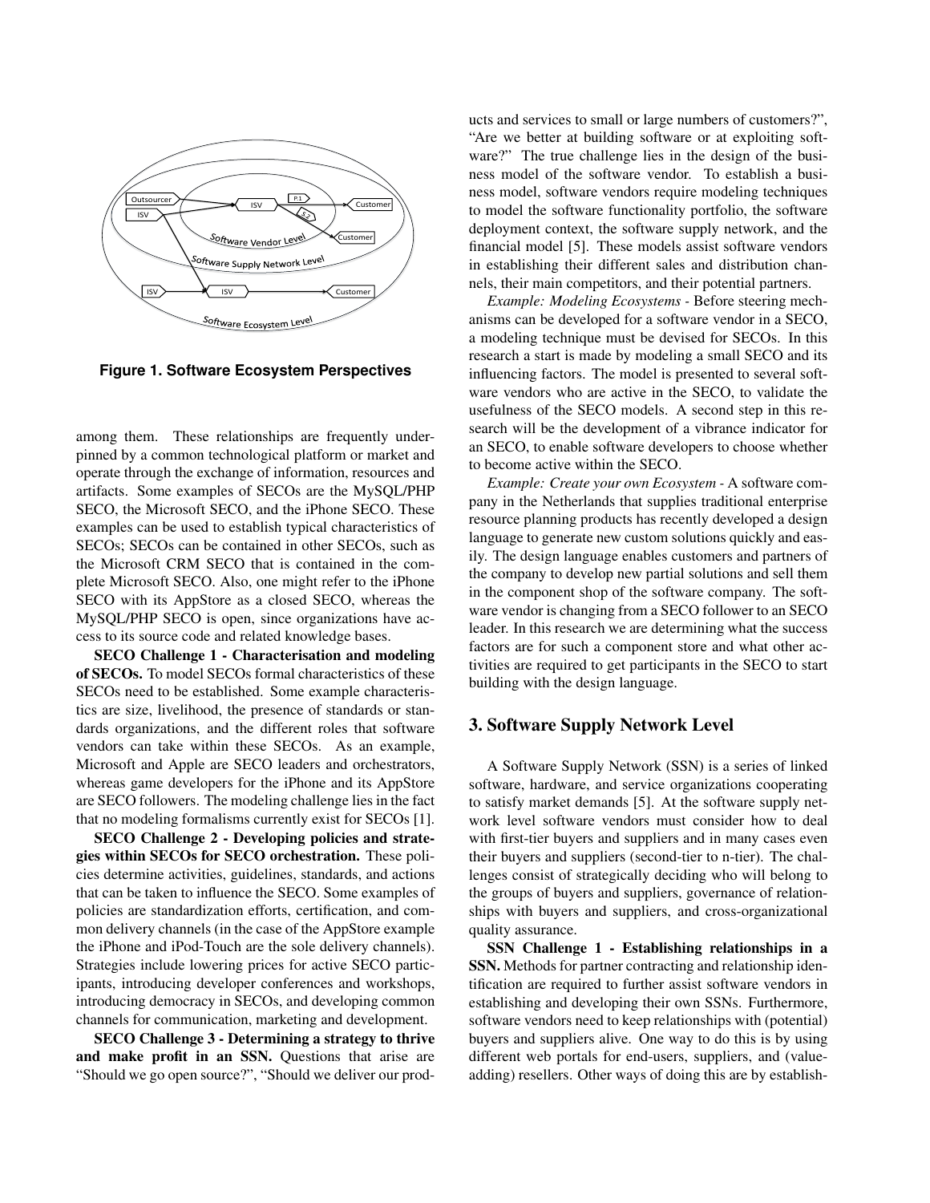Outsourcer
ISV
ISV
P.1
P.2
Customer
Customer
Software Vendor Level
Software Supply Network Level
ISV
ISV
Customer
Software Ecosystem Level

**Figure 1. Software Ecosystem Perspectives**

among them. These relationships are frequently underpinned by a common technological platform or market and operate through the exchange of information, resources and artifacts. Some examples of SECOs are the MySQL/PHP SECO, the Microsoft SECO, and the iPhone SECO. These examples can be used to establish typical characteristics of SECOs; SECOs can be contained in other SECOs, such as the Microsoft CRM SECO that is contained in the complete Microsoft SECO. Also, one might refer to the iPhone SECO with its AppStore as a closed SECO, whereas the MySQL/PHP SECO is open, since organizations have access to its source code and related knowledge bases.

**SECO Challenge 1 - Characterisation and modeling of SECOs.** To model SECOs formal characteristics of these SECOs need to be established. Some example characteristics are size, livelihood, the presence of standards or standards organizations, and the different roles that software vendors can take within these SECOs. As an example, Microsoft and Apple are SECO leaders and orchestrators, whereas game developers for the iPhone and its AppStore are SECO followers. The modeling challenge lies in the fact that no modeling formalisms currently exist for SECOs [1].

**SECO Challenge 2 - Developing policies and strategies within SECOs for SECO orchestration.** These policies determine activities, guidelines, standards, and actions that can be taken to influence the SECO. Some examples of policies are standardization efforts, certification, and common delivery channels (in the case of the AppStore example the iPhone and iPod-Touch are the sole delivery channels). Strategies include lowering prices for active SECO participants, introducing developer conferences and workshops, introducing democracy in SECOs, and developing common channels for communication, marketing and development.

**SECO Challenge 3 - Determining a strategy to thrive and make profit in an SSN.** Questions that arise are "Should we go open source?", "Should we deliver our products and services to small or large numbers of customers?", "Are we better at building software or at exploiting software?" The true challenge lies in the design of the business model of the software vendor. To establish a business model, software vendors require modeling techniques to model the software functionality portfolio, the software deployment context, the software supply network, and the financial model [5]. These models assist software vendors in establishing their different sales and distribution channels, their main competitors, and their potential partners.

*Example: Modeling Ecosystems* - Before steering mechanisms can be developed for a software vendor in a SECO, a modeling technique must be devised for SECOs. In this research a start is made by modeling a small SECO and its influencing factors. The model is presented to several software vendors who are active in the SECO, to validate the usefulness of the SECO models. A second step in this research will be the development of a vibrance indicator for an SECO, to enable software developers to choose whether to become active within the SECO.

*Example: Create your own Ecosystem* - A software company in the Netherlands that supplies traditional enterprise resource planning products has recently developed a design language to generate new custom solutions quickly and easily. The design language enables customers and partners of the company to develop new partial solutions and sell them in the component shop of the software company. The software vendor is changing from a SECO follower to an SECO leader. In this research we are determining what the success factors are for such a component store and what other activities are required to get participants in the SECO to start building with the design language.

## 3. Software Supply Network Level

A Software Supply Network (SSN) is a series of linked software, hardware, and service organizations cooperating to satisfy market demands [5]. At the software supply network level software vendors must consider how to deal with first-tier buyers and suppliers and in many cases even their buyers and suppliers (second-tier to n-tier). The challenges consist of strategically deciding who will belong to the groups of buyers and suppliers, governance of relationships with buyers and suppliers, and cross-organizational quality assurance.

**SSN Challenge 1 - Establishing relationships in a SSN.** Methods for partner contracting and relationship identification are required to further assist software vendors in establishing and developing their own SSNs. Furthermore, software vendors need to keep relationships with (potential) buyers and suppliers alive. One way to do this is by using different web portals for end-users, suppliers, and (value-adding) resellers. Other ways of doing this are by establish-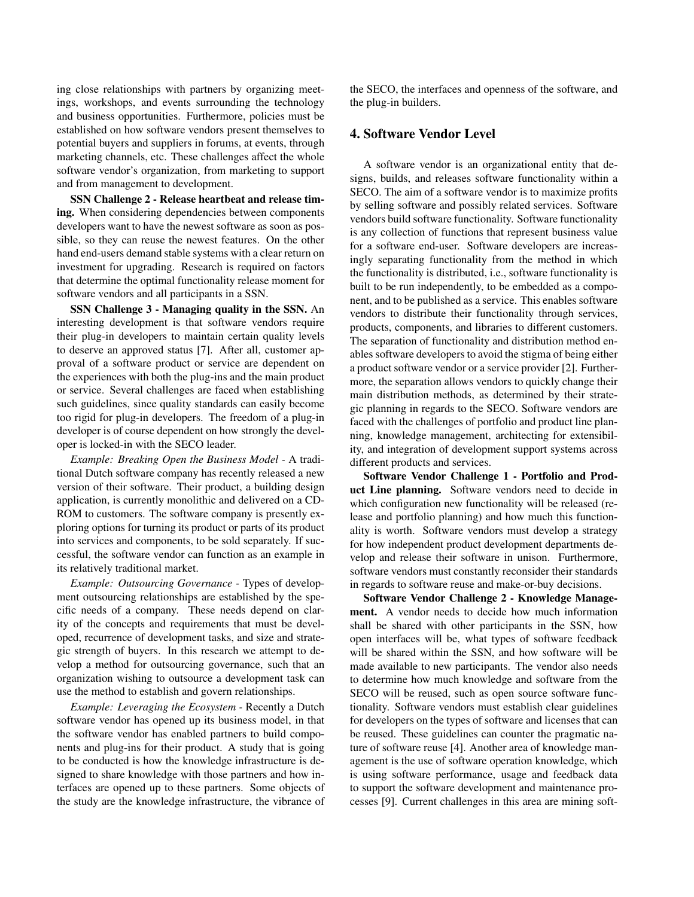ing close relationships with partners by organizing meetings, workshops, and events surrounding the technology and business opportunities. Furthermore, policies must be established on how software vendors present themselves to potential buyers and suppliers in forums, at events, through marketing channels, etc. These challenges affect the whole software vendor's organization, from marketing to support and from management to development.

**SSN Challenge 2 - Release heartbeat and release timing.** When considering dependencies between components developers want to have the newest software as soon as possible, so they can reuse the newest features. On the other hand end-users demand stable systems with a clear return on investment for upgrading. Research is required on factors that determine the optimal functionality release moment for software vendors and all participants in a SSN.

**SSN Challenge 3 - Managing quality in the SSN.** An interesting development is that software vendors require their plug-in developers to maintain certain quality levels to deserve an approved status [7]. After all, customer approval of a software product or service are dependent on the experiences with both the plug-ins and the main product or service. Several challenges are faced when establishing such guidelines, since quality standards can easily become too rigid for plug-in developers. The freedom of a plug-in developer is of course dependent on how strongly the developer is locked-in with the SECO leader.

*Example: Breaking Open the Business Model* - A traditional Dutch software company has recently released a new version of their software. Their product, a building design application, is currently monolithic and delivered on a CD-ROM to customers. The software company is presently exploring options for turning its product or parts of its product into services and components, to be sold separately. If successful, the software vendor can function as an example in its relatively traditional market.

*Example: Outsourcing Governance* - Types of development outsourcing relationships are established by the specific needs of a company. These needs depend on clarity of the concepts and requirements that must be developed, recurrence of development tasks, and size and strategic strength of buyers. In this research we attempt to develop a method for outsourcing governance, such that an organization wishing to outsource a development task can use the method to establish and govern relationships.

*Example: Leveraging the Ecosystem* - Recently a Dutch software vendor has opened up its business model, in that the software vendor has enabled partners to build components and plug-ins for their product. A study that is going to be conducted is how the knowledge infrastructure is designed to share knowledge with those partners and how interfaces are opened up to these partners. Some objects of the study are the knowledge infrastructure, the vibrance of the SECO, the interfaces and openness of the software, and the plug-in builders.

## 4. Software Vendor Level

A software vendor is an organizational entity that designs, builds, and releases software functionality within a SECO. The aim of a software vendor is to maximize profits by selling software and possibly related services. Software vendors build software functionality. Software functionality is any collection of functions that represent business value for a software end-user. Software developers are increasingly separating functionality from the method in which the functionality is distributed, i.e., software functionality is built to be run independently, to be embedded as a component, and to be published as a service. This enables software vendors to distribute their functionality through services, products, components, and libraries to different customers. The separation of functionality and distribution method enables software developers to avoid the stigma of being either a product software vendor or a service provider [2]. Furthermore, the separation allows vendors to quickly change their main distribution methods, as determined by their strategic planning in regards to the SECO. Software vendors are faced with the challenges of portfolio and product line planning, knowledge management, architecting for extensibility, and integration of development support systems across different products and services.

**Software Vendor Challenge 1 - Portfolio and Product Line planning.** Software vendors need to decide in which configuration new functionality will be released (release and portfolio planning) and how much this functionality is worth. Software vendors must develop a strategy for how independent product development departments develop and release their software in unison. Furthermore, software vendors must constantly reconsider their standards in regards to software reuse and make-or-buy decisions.

**Software Vendor Challenge 2 - Knowledge Management.** A vendor needs to decide how much information shall be shared with other participants in the SSN, how open interfaces will be, what types of software feedback will be shared within the SSN, and how software will be made available to new participants. The vendor also needs to determine how much knowledge and software from the SECO will be reused, such as open source software functionality. Software vendors must establish clear guidelines for developers on the types of software and licenses that can be reused. These guidelines can counter the pragmatic nature of software reuse [4]. Another area of knowledge management is the use of software operation knowledge, which is using software performance, usage and feedback data to support the software development and maintenance processes [9]. Current challenges in this area are mining soft-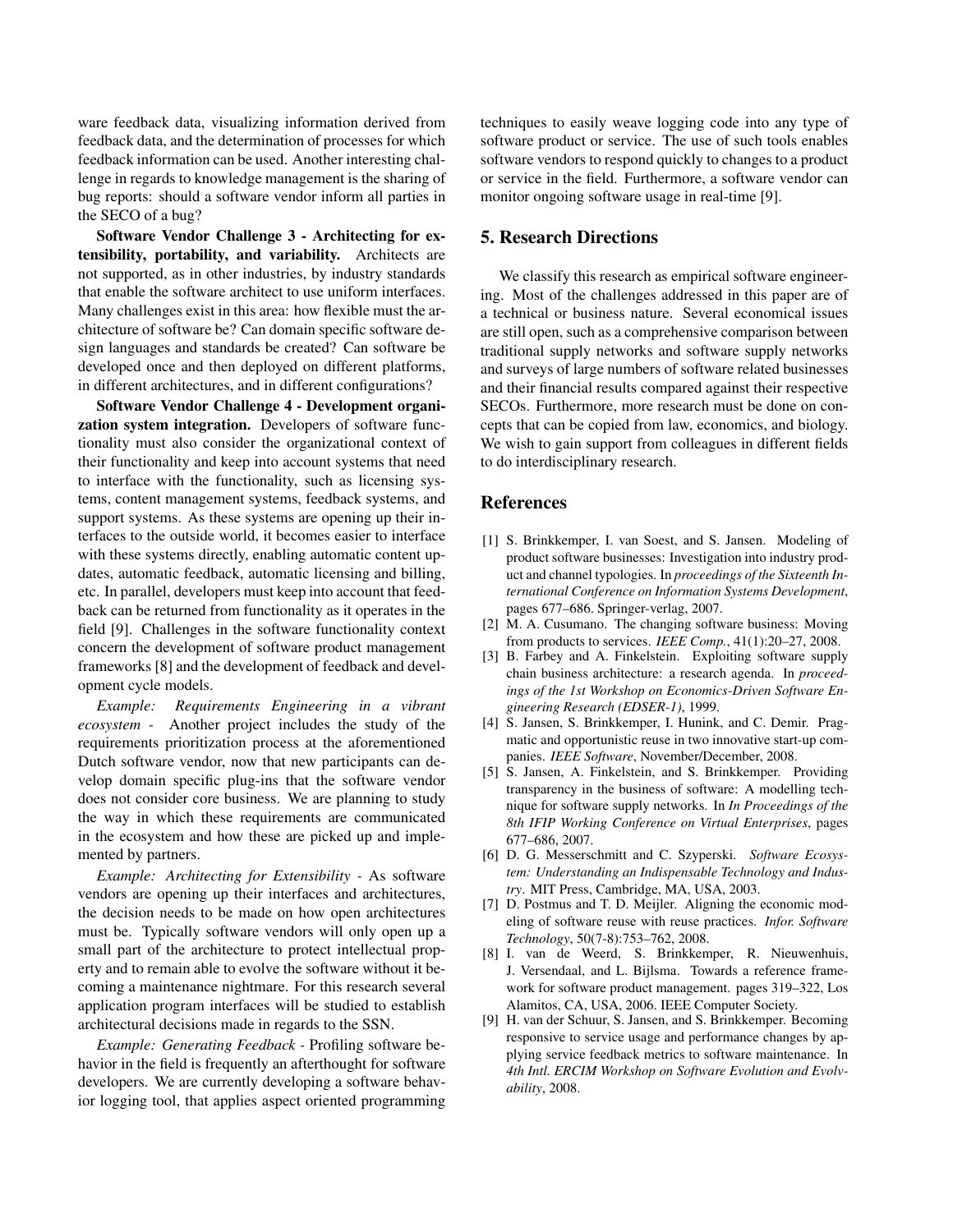ware feedback data, visualizing information derived from feedback data, and the determination of processes for which feedback information can be used. Another interesting challenge in regards to knowledge management is the sharing of bug reports: should a software vendor inform all parties in the SECO of a bug?

**Software Vendor Challenge 3 - Architecting for extensibility, portability, and variability.** Architects are not supported, as in other industries, by industry standards that enable the software architect to use uniform interfaces. Many challenges exist in this area: how flexible must the architecture of software be? Can domain specific software design languages and standards be created? Can software be developed once and then deployed on different platforms, in different architectures, and in different configurations?

**Software Vendor Challenge 4 - Development organization system integration.** Developers of software functionality must also consider the organizational context of their functionality and keep into account systems that need to interface with the functionality, such as licensing systems, content management systems, feedback systems, and support systems. As these systems are opening up their interfaces to the outside world, it becomes easier to interface with these systems directly, enabling automatic content updates, automatic feedback, automatic licensing and billing, etc. In parallel, developers must keep into account that feedback can be returned from functionality as it operates in the field [9]. Challenges in the software functionality context concern the development of software product management frameworks [8] and the development of feedback and development cycle models.

*Example: Requirements Engineering in a vibrant ecosystem -* Another project includes the study of the requirements prioritization process at the aforementioned Dutch software vendor, now that new participants can develop domain specific plug-ins that the software vendor does not consider core business. We are planning to study the way in which these requirements are communicated in the ecosystem and how these are picked up and implemented by partners.

*Example: Architecting for Extensibility -* As software vendors are opening up their interfaces and architectures, the decision needs to be made on how open architectures must be. Typically software vendors will only open up a small part of the architecture to protect intellectual property and to remain able to evolve the software without it becoming a maintenance nightmare. For this research several application program interfaces will be studied to establish architectural decisions made in regards to the SSN.

*Example: Generating Feedback -* Profiling software behavior in the field is frequently an afterthought for software developers. We are currently developing a software behavior logging tool, that applies aspect oriented programming techniques to easily weave logging code into any type of software product or service. The use of such tools enables software vendors to respond quickly to changes to a product or service in the field. Furthermore, a software vendor can monitor ongoing software usage in real-time [9].

## 5. Research Directions

We classify this research as empirical software engineering. Most of the challenges addressed in this paper are of a technical or business nature. Several economical issues are still open, such as a comprehensive comparison between traditional supply networks and software supply networks and surveys of large numbers of software related businesses and their financial results compared against their respective SECOs. Furthermore, more research must be done on concepts that can be copied from law, economics, and biology. We wish to gain support from colleagues in different fields to do interdisciplinary research.

## References

[1] S. Brinkkemper, I. van Soest, and S. Jansen. Modeling of product software businesses: Investigation into industry product and channel typologies. In *proceedings of the Sixteenth International Conference on Information Systems Development*, pages 677–686. Springer-verlag, 2007.

[2] M. A. Cusumano. The changing software business: Moving from products to services. *IEEE Comp.*, 41(1):20–27, 2008.

[3] B. Farbey and A. Finkelstein. Exploiting software supply chain business architecture: a research agenda. In *proceedings of the 1st Workshop on Economics-Driven Software Engineering Research (EDSER-1)*, 1999.

[4] S. Jansen, S. Brinkkemper, I. Hunink, and C. Demir. Pragmatic and opportunistic reuse in two innovative start-up companies. *IEEE Software*, November/December, 2008.

[5] S. Jansen, A. Finkelstein, and S. Brinkkemper. Providing transparency in the business of software: A modelling technique for software supply networks. In *In Proceedings of the 8th IFIP Working Conference on Virtual Enterprises*, pages 677–686, 2007.

[6] D. G. Messerschmitt and C. Szyperski. *Software Ecosystem: Understanding an Indispensable Technology and Industry*. MIT Press, Cambridge, MA, USA, 2003.

[7] D. Postmus and T. D. Meijler. Aligning the economic modeling of software reuse with reuse practices. *Infor. Software Technology*, 50(7-8):753–762, 2008.

[8] I. van de Weerd, S. Brinkkemper, R. Nieuwenhuis, J. Versendaal, and L. Bijlsma. Towards a reference framework for software product management. pages 319–322, Los Alamitos, CA, USA, 2006. IEEE Computer Society.

[9] H. van der Schuur, S. Jansen, and S. Brinkkemper. Becoming responsive to service usage and performance changes by applying service feedback metrics to software maintenance. In *4th Intl. ERCIM Workshop on Software Evolution and Evolvability*, 2008.